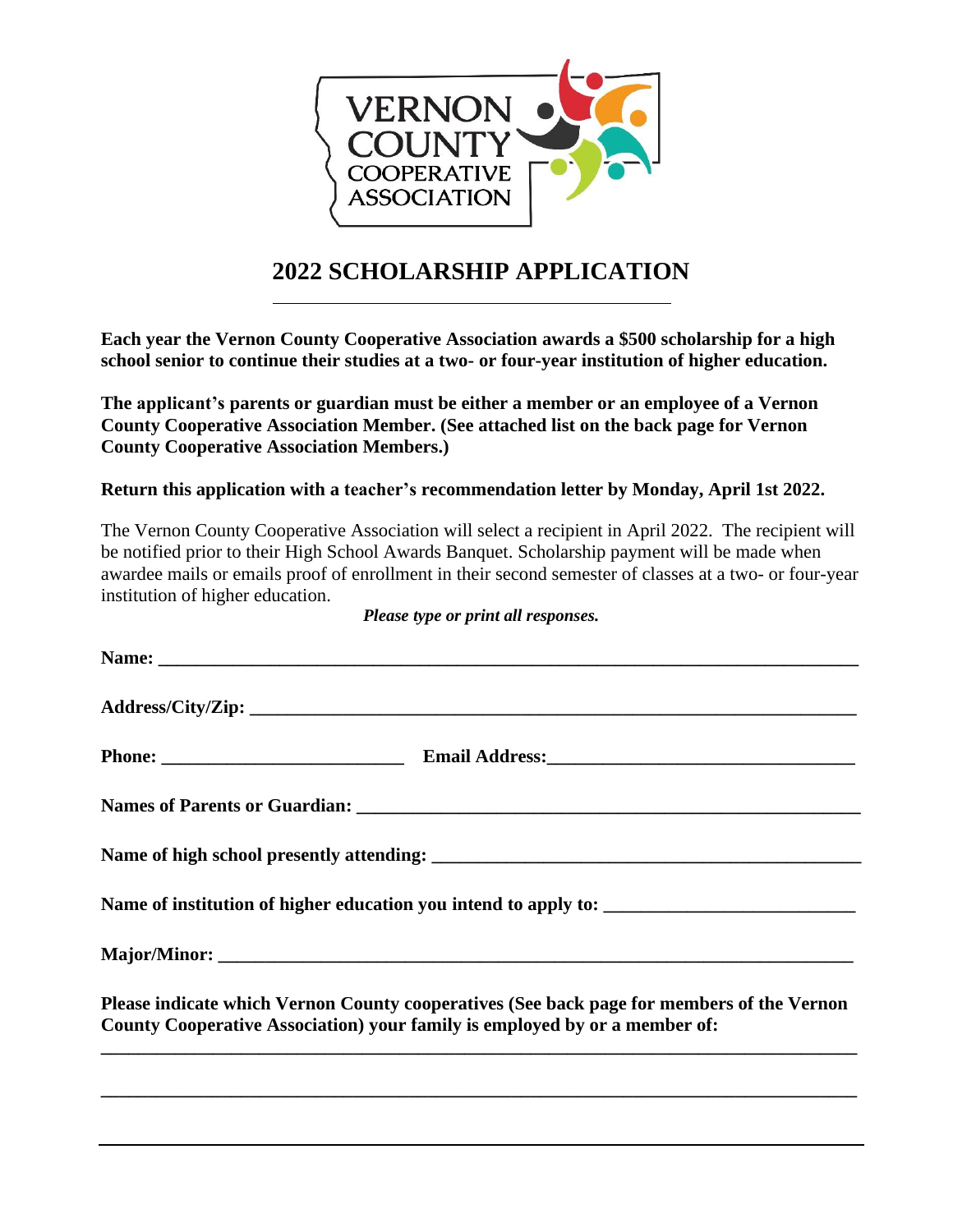VERNON COUNTY COOPERATIVE ASSOCIATION

# 2022 SCHOLARSHIP APPLICATION

**Each year the Vernon County Cooperative Association awards a $500 scholarship for a high school senior to continue their studies at a two- or four-year institution of higher education.**

**The applicant's parents or guardian must be either a member or an employee of a Vernon County Cooperative Association Member. (See attached list on the back page for Vernon County Cooperative Association Members.)**

**Return this application with a teacher's recommendation letter by Monday, April 1st 2022.**

The Vernon County Cooperative Association will select a recipient in April 2022. The recipient will be notified prior to their High School Awards Banquet. Scholarship payment will be made when awardee mails or emails proof of enrollment in their second semester of classes at a two- or four-year institution of higher education.

***Please type or print all responses.***

**Name:** ______________________________________________________________________

**Address/City/Zip:** ______________________________________________________________

**Phone:** __________________________ **Email Address:**________________________________

**Names of Parents or Guardian:** ____________________________________________________

**Name of high school presently attending:** ____________________________________________

**Name of institution of higher education you intend to apply to:** __________________________

**Major/Minor:** _________________________________________________________________

**Please indicate which Vernon County cooperatives (See back page for members of the Vernon County Cooperative Association) your family is employed by or a member of:**

______________________________________________________________________________

______________________________________________________________________________

______________________________________________________________________________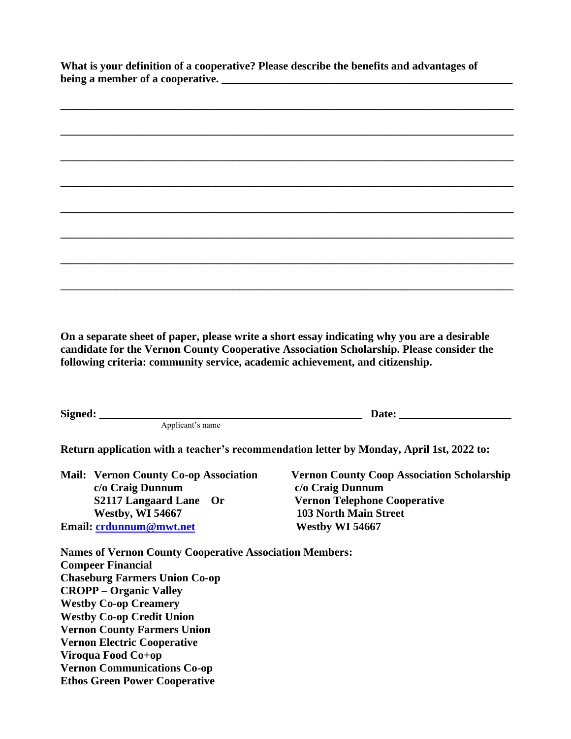**What is your definition of a cooperative? Please describe the benefits and advantages of being a member of a cooperative.** ____________________________________________

________________________________________________________________________________

________________________________________________________________________________

________________________________________________________________________________

________________________________________________________________________________

________________________________________________________________________________

________________________________________________________________________________

________________________________________________________________________________

________________________________________________________________________________

**On a separate sheet of paper, please write a short essay indicating why you are a desirable candidate for the Vernon County Cooperative Association Scholarship. Please consider the following criteria: community service, academic achievement, and citizenship.**

**Signed:** ______________________________________________ **Date:** ____________________
Applicant's name

**Return application with a teacher's recommendation letter by Monday, April 1st, 2022 to:**

**Mail: Vernon County Co-op Association**
**c/o Craig Dunnum**
**S2117 Langaard Lane**
**Westby, WI 54667**

**Or**

**Vernon County Coop Association Scholarship**
**c/o Craig Dunnum**
**Vernon Telephone Cooperative**
**103 North Main Street**
**Westby WI 54667**

**Email: crdunnum@mwt.net**

**Names of Vernon County Cooperative Association Members:**
**Compeer Financial**
**Chaseburg Farmers Union Co-op**
**CROPP – Organic Valley**
**Westby Co-op Creamery**
**Westby Co-op Credit Union**
**Vernon County Farmers Union**
**Vernon Electric Cooperative**
**Viroqua Food Co+op**
**Vernon Communications Co-op**
**Ethos Green Power Cooperative**